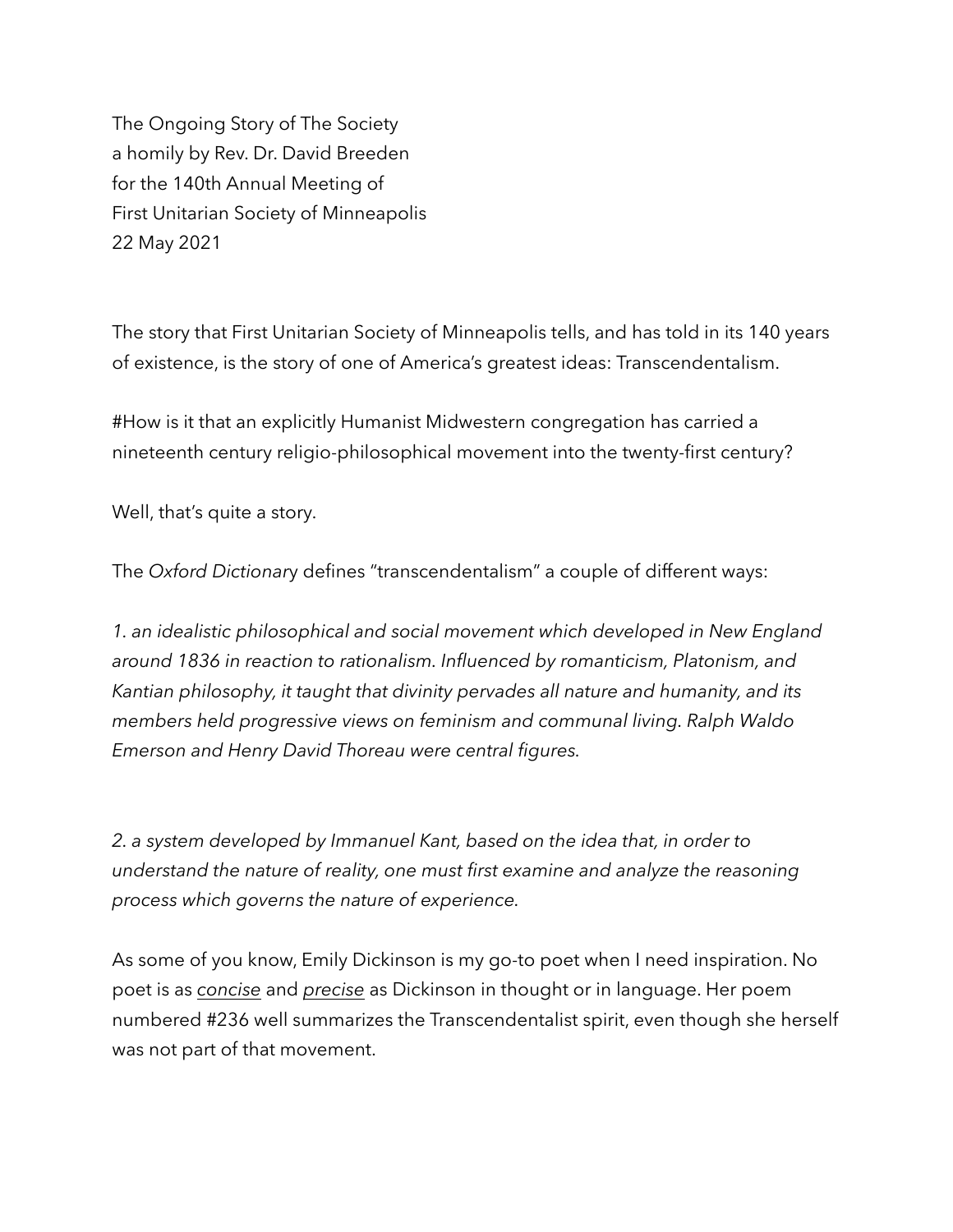The Ongoing Story of The Society
a homily by Rev. Dr. David Breeden
for the 140th Annual Meeting of
First Unitarian Society of Minneapolis
22 May 2021

The story that First Unitarian Society of Minneapolis tells, and has told in its 140 years of existence, is the story of one of America's greatest ideas: Transcendentalism.

#How is it that an explicitly Humanist Midwestern congregation has carried a nineteenth century religio-philosophical movement into the twenty-first century?

Well, that's quite a story.

The *Oxford Dictionary* defines "transcendentalism" a couple of different ways:

*1. an idealistic philosophical and social movement which developed in New England around 1836 in reaction to rationalism. Influenced by romanticism, Platonism, and Kantian philosophy, it taught that divinity pervades all nature and humanity, and its members held progressive views on feminism and communal living. Ralph Waldo Emerson and Henry David Thoreau were central figures.*

*2. a system developed by Immanuel Kant, based on the idea that, in order to understand the nature of reality, one must first examine and analyze the reasoning process which governs the nature of experience.*

As some of you know, Emily Dickinson is my go-to poet when I need inspiration. No poet is as *concise* and *precise* as Dickinson in thought or in language. Her poem numbered #236 well summarizes the Transcendentalist spirit, even though she herself was not part of that movement.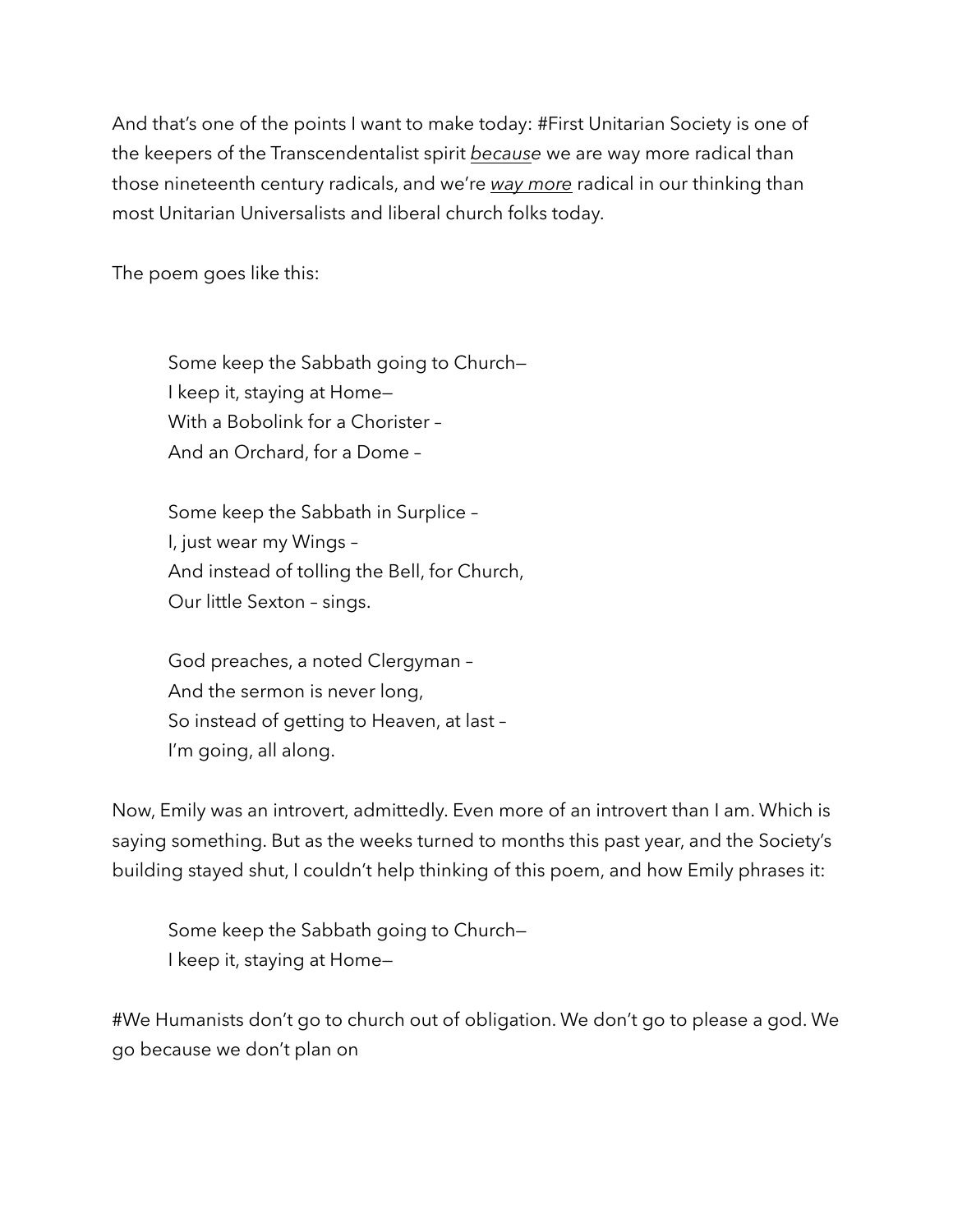And that's one of the points I want to make today: #First Unitarian Society is one of the keepers of the Transcendentalist spirit *because* we are way more radical than those nineteenth century radicals, and we're *way more* radical in our thinking than most Unitarian Universalists and liberal church folks today.

The poem goes like this:

> Some keep the Sabbath going to Church—
> I keep it, staying at Home—
> With a Bobolink for a Chorister –
> And an Orchard, for a Dome –
>
> Some keep the Sabbath in Surplice –
> I, just wear my Wings –
> And instead of tolling the Bell, for Church,
> Our little Sexton – sings.
>
> God preaches, a noted Clergyman –
> And the sermon is never long,
> So instead of getting to Heaven, at last –
> I'm going, all along.

Now, Emily was an introvert, admittedly. Even more of an introvert than I am. Which is saying something. But as the weeks turned to months this past year, and the Society's building stayed shut, I couldn't help thinking of this poem, and how Emily phrases it:

> Some keep the Sabbath going to Church—
> I keep it, staying at Home—

#We Humanists don't go to church out of obligation. We don't go to please a god. We go because we don't plan on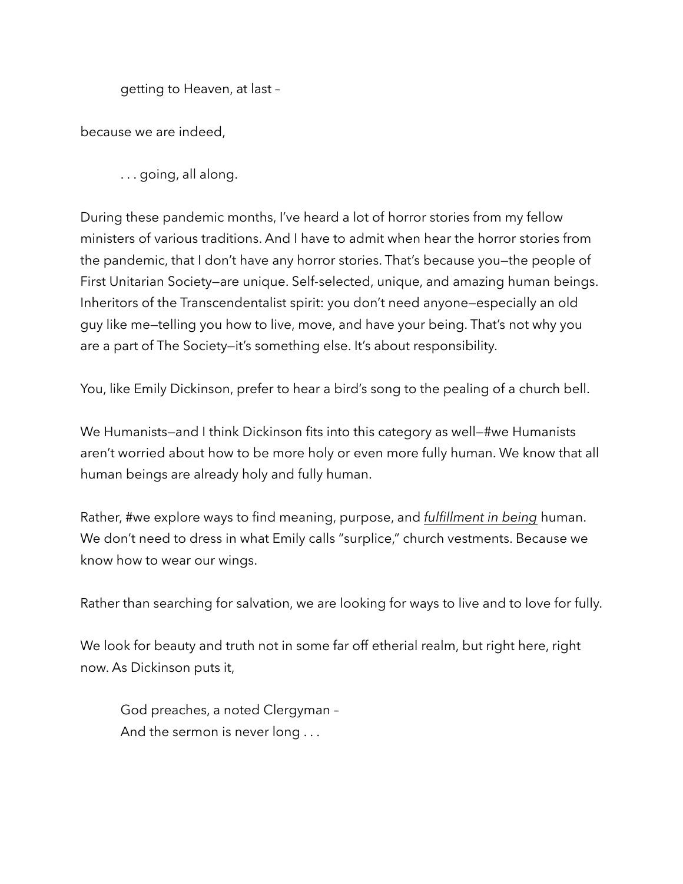getting to Heaven, at last –

because we are indeed,

. . . going, all along.

During these pandemic months, I've heard a lot of horror stories from my fellow ministers of various traditions. And I have to admit when hear the horror stories from the pandemic, that I don't have any horror stories. That's because you—the people of First Unitarian Society—are unique. Self-selected, unique, and amazing human beings. Inheritors of the Transcendentalist spirit: you don't need anyone—especially an old guy like me—telling you how to live, move, and have your being. That's not why you are a part of The Society—it's something else. It's about responsibility.

You, like Emily Dickinson, prefer to hear a bird's song to the pealing of a church bell.

We Humanists—and I think Dickinson fits into this category as well—#we Humanists aren't worried about how to be more holy or even more fully human. We know that all human beings are already holy and fully human.

Rather, #we explore ways to find meaning, purpose, and *fulfillment in being* human. We don't need to dress in what Emily calls "surplice," church vestments. Because we know how to wear our wings.

Rather than searching for salvation, we are looking for ways to live and to love for fully.

We look for beauty and truth not in some far off etherial realm, but right here, right now. As Dickinson puts it,

God preaches, a noted Clergyman –
And the sermon is never long . . .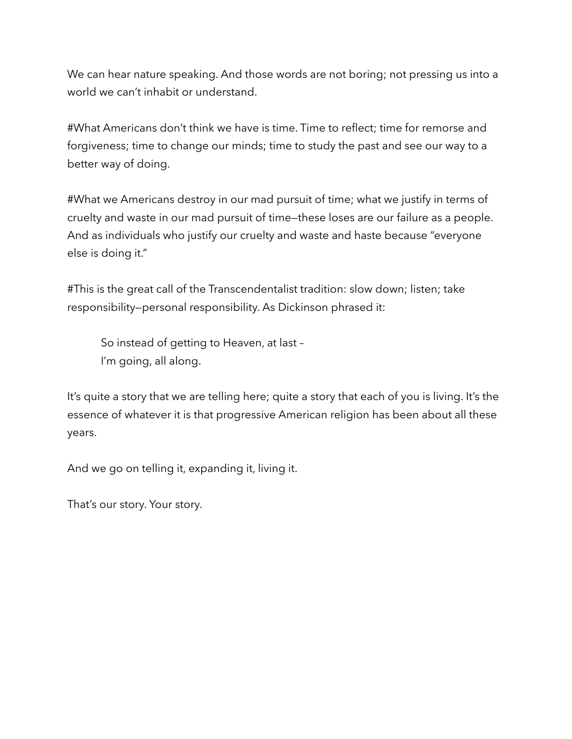We can hear nature speaking. And those words are not boring; not pressing us into a world we can't inhabit or understand.

#What Americans don't think we have is time. Time to reflect; time for remorse and forgiveness; time to change our minds; time to study the past and see our way to a better way of doing.

#What we Americans destroy in our mad pursuit of time; what we justify in terms of cruelty and waste in our mad pursuit of time—these loses are our failure as a people. And as individuals who justify our cruelty and waste and haste because "everyone else is doing it."

#This is the great call of the Transcendentalist tradition: slow down; listen; take responsibility—personal responsibility. As Dickinson phrased it:

> So instead of getting to Heaven, at last –
> I'm going, all along.

It's quite a story that we are telling here; quite a story that each of you is living. It's the essence of whatever it is that progressive American religion has been about all these years.

And we go on telling it, expanding it, living it.

That's our story. Your story.